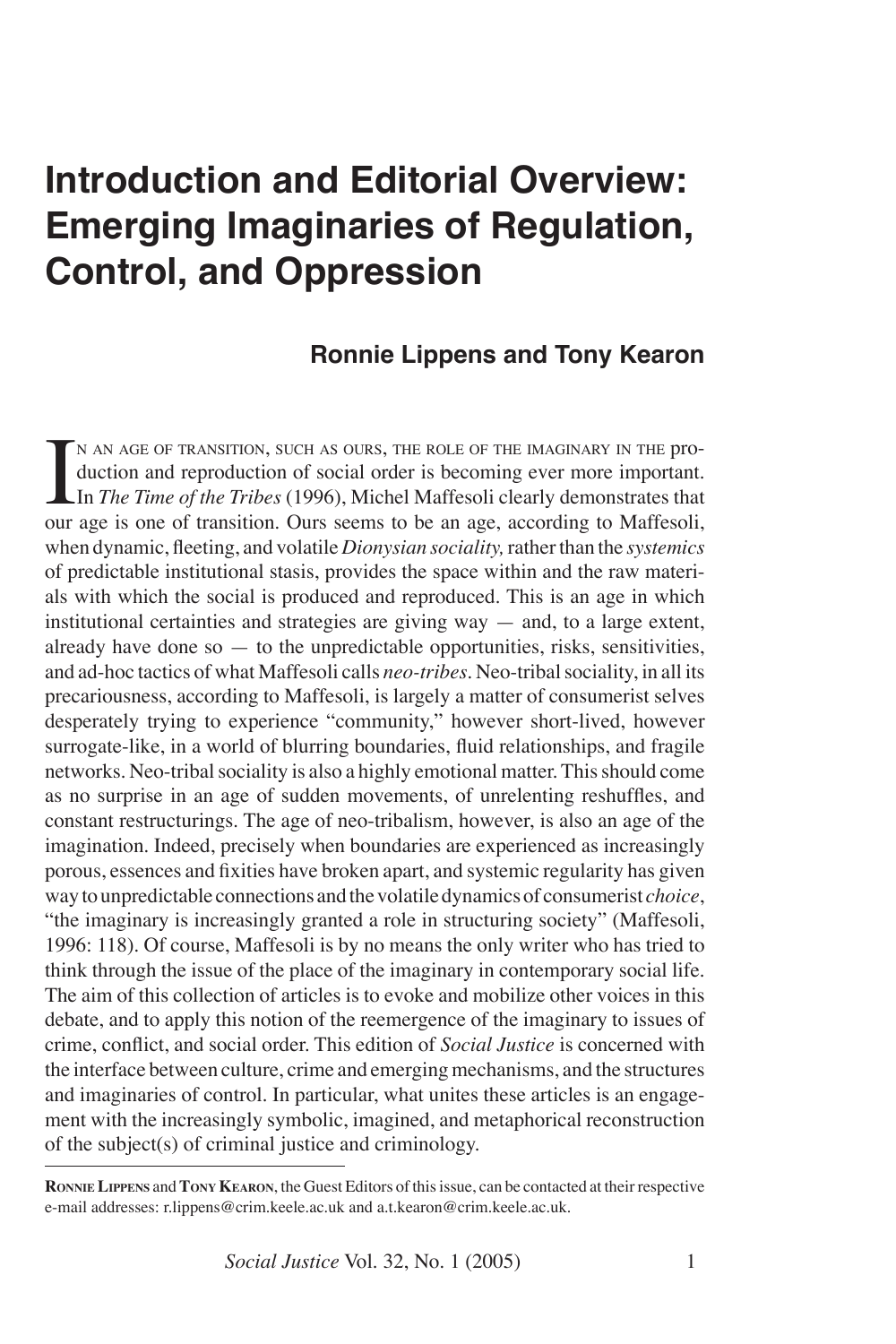# Introduction and Editorial Overview: Emerging Imaginaries of Regulation, Control, and Oppression

**Ronnie Lippens and Tony Kearon**

In an age of transition, such as ours, the role of the imaginary in the production and reproduction of social order is becoming ever more important. In *The Time of the Tribes* (1996), Michel Maffesoli clearly demonstrates that our age is one of transition. Ours seems to be an age, according to Maffesoli, when dynamic, fleeting, and volatile *Dionysian sociality,* rather than the *systemics* of predictable institutional stasis, provides the space within and the raw materials with which the social is produced and reproduced. This is an age in which institutional certainties and strategies are giving way — and, to a large extent, already have done so — to the unpredictable opportunities, risks, sensitivities, and ad-hoc tactics of what Maffesoli calls *neo-tribes*. Neo-tribal sociality, in all its precariousness, according to Maffesoli, is largely a matter of consumerist selves desperately trying to experience "community," however short-lived, however surrogate-like, in a world of blurring boundaries, fluid relationships, and fragile networks. Neo-tribal sociality is also a highly emotional matter. This should come as no surprise in an age of sudden movements, of unrelenting reshuffles, and constant restructurings. The age of neo-tribalism, however, is also an age of the imagination. Indeed, precisely when boundaries are experienced as increasingly porous, essences and fixities have broken apart, and systemic regularity has given way to unpredictable connections and the volatile dynamics of consumerist *choice*, "the imaginary is increasingly granted a role in structuring society" (Maffesoli, 1996: 118). Of course, Maffesoli is by no means the only writer who has tried to think through the issue of the place of the imaginary in contemporary social life. The aim of this collection of articles is to evoke and mobilize other voices in this debate, and to apply this notion of the reemergence of the imaginary to issues of crime, conflict, and social order. This edition of *Social Justice* is concerned with the interface between culture, crime and emerging mechanisms, and the structures and imaginaries of control. In particular, what unites these articles is an engagement with the increasingly symbolic, imagined, and metaphorical reconstruction of the subject(s) of criminal justice and criminology.

---

**Ronnie Lippens** and **Tony Kearon**, the Guest Editors of this issue, can be contacted at their respective e-mail addresses: r.lippens@crim.keele.ac.uk and a.t.kearon@crim.keele.ac.uk.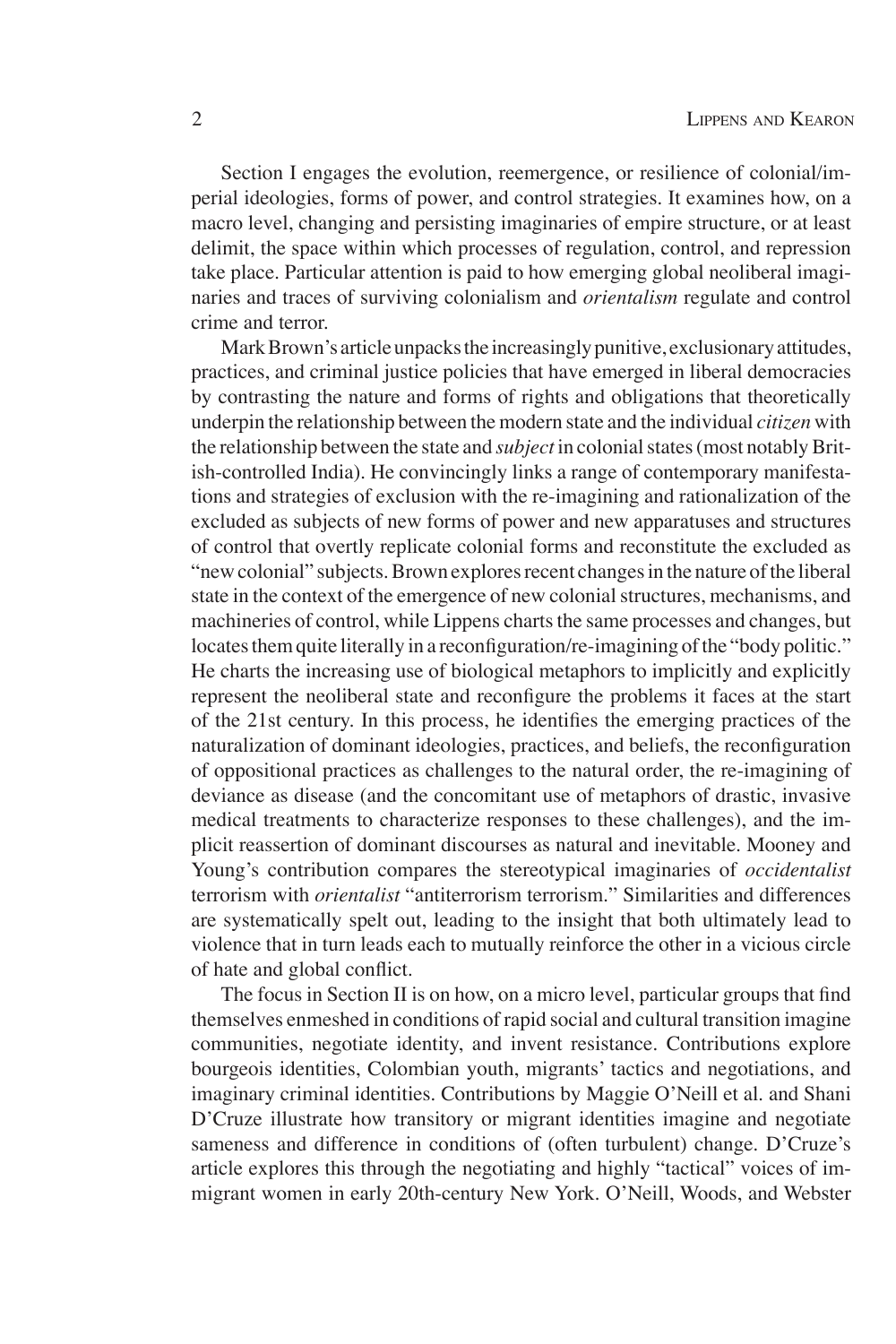Section I engages the evolution, reemergence, or resilience of colonial/imperial ideologies, forms of power, and control strategies. It examines how, on a macro level, changing and persisting imaginaries of empire structure, or at least delimit, the space within which processes of regulation, control, and repression take place. Particular attention is paid to how emerging global neoliberal imaginaries and traces of surviving colonialism and *orientalism* regulate and control crime and terror.

Mark Brown's article unpacks the increasingly punitive, exclusionary attitudes, practices, and criminal justice policies that have emerged in liberal democracies by contrasting the nature and forms of rights and obligations that theoretically underpin the relationship between the modern state and the individual *citizen* with the relationship between the state and *subject* in colonial states (most notably British-controlled India). He convincingly links a range of contemporary manifestations and strategies of exclusion with the re-imagining and rationalization of the excluded as subjects of new forms of power and new apparatuses and structures of control that overtly replicate colonial forms and reconstitute the excluded as "new colonial" subjects. Brown explores recent changes in the nature of the liberal state in the context of the emergence of new colonial structures, mechanisms, and machineries of control, while Lippens charts the same processes and changes, but locates them quite literally in a reconfiguration/re-imagining of the "body politic." He charts the increasing use of biological metaphors to implicitly and explicitly represent the neoliberal state and reconfigure the problems it faces at the start of the 21st century. In this process, he identifies the emerging practices of the naturalization of dominant ideologies, practices, and beliefs, the reconfiguration of oppositional practices as challenges to the natural order, the re-imagining of deviance as disease (and the concomitant use of metaphors of drastic, invasive medical treatments to characterize responses to these challenges), and the implicit reassertion of dominant discourses as natural and inevitable. Mooney and Young's contribution compares the stereotypical imaginaries of *occidentalist* terrorism with *orientalist* "antiterrorism terrorism." Similarities and differences are systematically spelt out, leading to the insight that both ultimately lead to violence that in turn leads each to mutually reinforce the other in a vicious circle of hate and global conflict.

The focus in Section II is on how, on a micro level, particular groups that find themselves enmeshed in conditions of rapid social and cultural transition imagine communities, negotiate identity, and invent resistance. Contributions explore bourgeois identities, Colombian youth, migrants' tactics and negotiations, and imaginary criminal identities. Contributions by Maggie O'Neill et al. and Shani D'Cruze illustrate how transitory or migrant identities imagine and negotiate sameness and difference in conditions of (often turbulent) change. D'Cruze's article explores this through the negotiating and highly "tactical" voices of immigrant women in early 20th-century New York. O'Neill, Woods, and Webster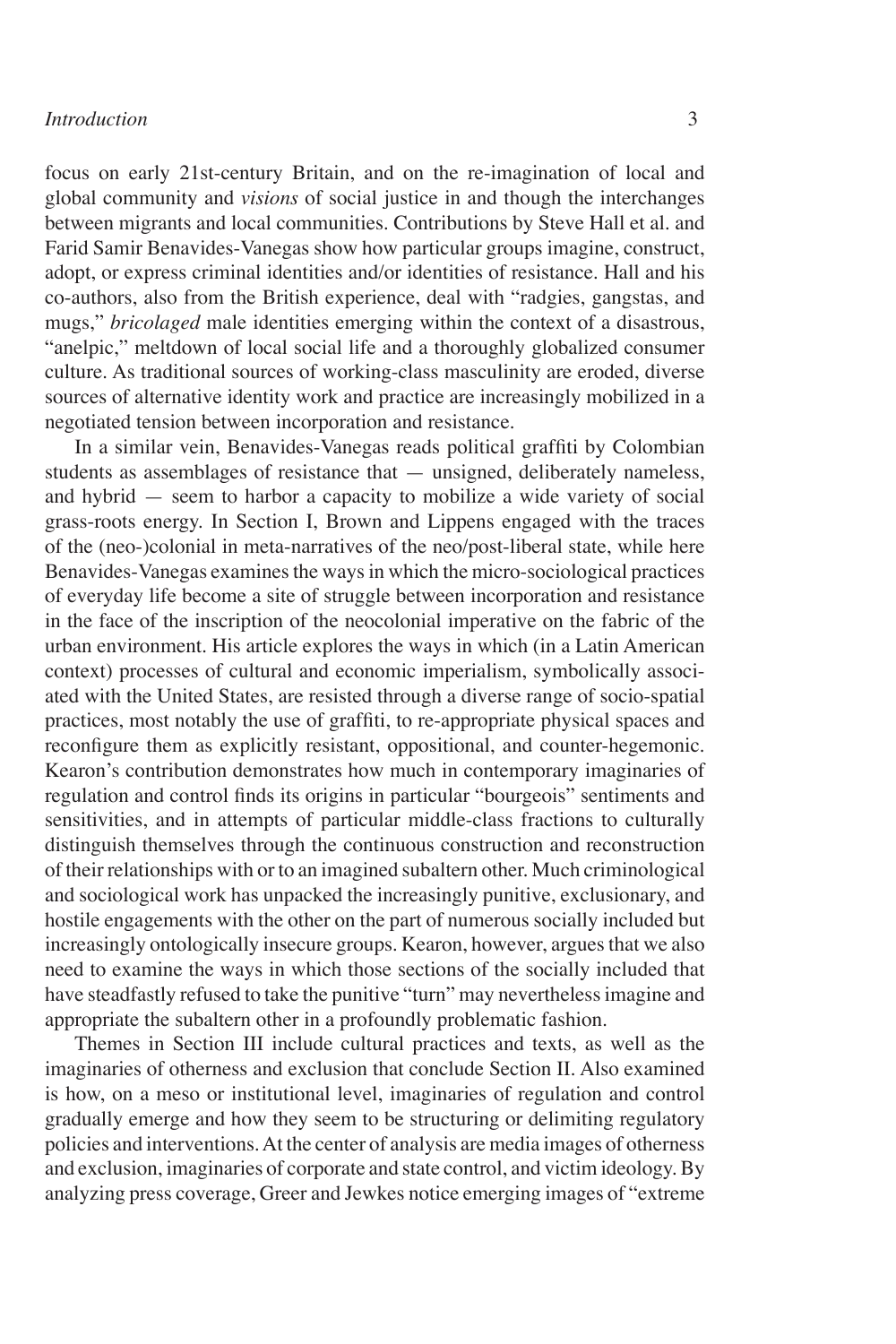focus on early 21st-century Britain, and on the re-imagination of local and global community and *visions* of social justice in and though the interchanges between migrants and local communities. Contributions by Steve Hall et al. and Farid Samir Benavides-Vanegas show how particular groups imagine, construct, adopt, or express criminal identities and/or identities of resistance. Hall and his co-authors, also from the British experience, deal with "radgies, gangstas, and mugs," *bricolaged* male identities emerging within the context of a disastrous, "anelpic," meltdown of local social life and a thoroughly globalized consumer culture. As traditional sources of working-class masculinity are eroded, diverse sources of alternative identity work and practice are increasingly mobilized in a negotiated tension between incorporation and resistance.

In a similar vein, Benavides-Vanegas reads political graffiti by Colombian students as assemblages of resistance that — unsigned, deliberately nameless, and hybrid — seem to harbor a capacity to mobilize a wide variety of social grass-roots energy. In Section I, Brown and Lippens engaged with the traces of the (neo-)colonial in meta-narratives of the neo/post-liberal state, while here Benavides-Vanegas examines the ways in which the micro-sociological practices of everyday life become a site of struggle between incorporation and resistance in the face of the inscription of the neocolonial imperative on the fabric of the urban environment. His article explores the ways in which (in a Latin American context) processes of cultural and economic imperialism, symbolically associated with the United States, are resisted through a diverse range of socio-spatial practices, most notably the use of graffiti, to re-appropriate physical spaces and reconfigure them as explicitly resistant, oppositional, and counter-hegemonic. Kearon's contribution demonstrates how much in contemporary imaginaries of regulation and control finds its origins in particular "bourgeois" sentiments and sensitivities, and in attempts of particular middle-class fractions to culturally distinguish themselves through the continuous construction and reconstruction of their relationships with or to an imagined subaltern other. Much criminological and sociological work has unpacked the increasingly punitive, exclusionary, and hostile engagements with the other on the part of numerous socially included but increasingly ontologically insecure groups. Kearon, however, argues that we also need to examine the ways in which those sections of the socially included that have steadfastly refused to take the punitive "turn" may nevertheless imagine and appropriate the subaltern other in a profoundly problematic fashion.

Themes in Section III include cultural practices and texts, as well as the imaginaries of otherness and exclusion that conclude Section II. Also examined is how, on a meso or institutional level, imaginaries of regulation and control gradually emerge and how they seem to be structuring or delimiting regulatory policies and interventions. At the center of analysis are media images of otherness and exclusion, imaginaries of corporate and state control, and victim ideology. By analyzing press coverage, Greer and Jewkes notice emerging images of "extreme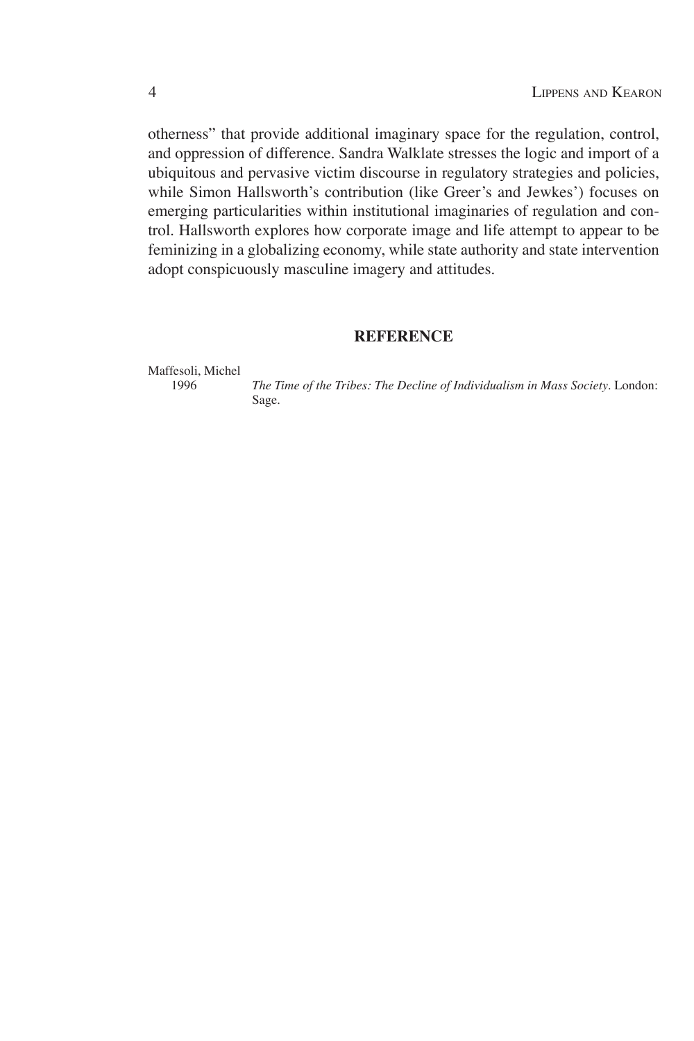otherness" that provide additional imaginary space for the regulation, control, and oppression of difference. Sandra Walklate stresses the logic and import of a ubiquitous and pervasive victim discourse in regulatory strategies and policies, while Simon Hallsworth's contribution (like Greer's and Jewkes') focuses on emerging particularities within institutional imaginaries of regulation and control. Hallsworth explores how corporate image and life attempt to appear to be feminizing in a globalizing economy, while state authority and state intervention adopt conspicuously masculine imagery and attitudes.

## REFERENCE

Maffesoli, Michel
1996 *The Time of the Tribes: The Decline of Individualism in Mass Society*. London: Sage.